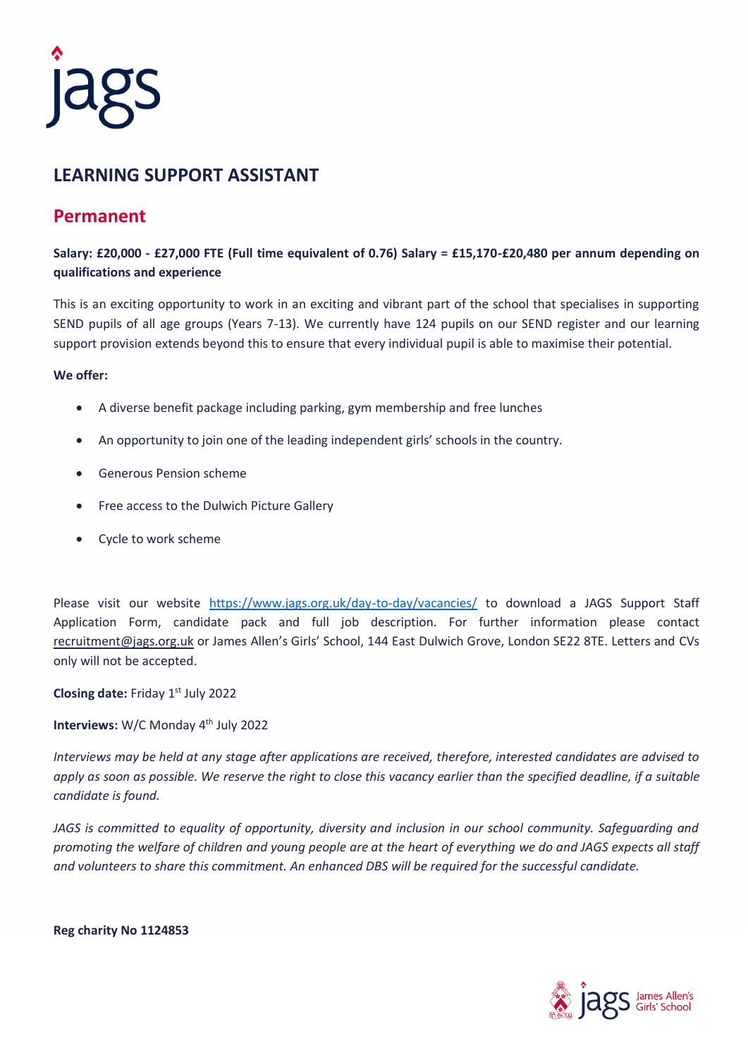# LEARNING SUPPORT ASSISTANT

## Permanent

**Salary: £20,000 - £27,000 FTE (Full time equivalent of 0.76) Salary = £15,170-£20,480 per annum depending on qualifications and experience**

This is an exciting opportunity to work in an exciting and vibrant part of the school that specialises in supporting SEND pupils of all age groups (Years 7-13). We currently have 124 pupils on our SEND register and our learning support provision extends beyond this to ensure that every individual pupil is able to maximise their potential.

**We offer:**

- A diverse benefit package including parking, gym membership and free lunches
- An opportunity to join one of the leading independent girls' schools in the country.
- Generous Pension scheme
- Free access to the Dulwich Picture Gallery
- Cycle to work scheme

Please visit our website https://www.jags.org.uk/day-to-day/vacancies/ to download a JAGS Support Staff Application Form, candidate pack and full job description. For further information please contact recruitment@jags.org.uk or James Allen's Girls' School, 144 East Dulwich Grove, London SE22 8TE. Letters and CVs only will not be accepted.

**Closing date:** Friday 1st July 2022

**Interviews:** W/C Monday 4th July 2022

*Interviews may be held at any stage after applications are received, therefore, interested candidates are advised to apply as soon as possible. We reserve the right to close this vacancy earlier than the specified deadline, if a suitable candidate is found.*

*JAGS is committed to equality of opportunity, diversity and inclusion in our school community. Safeguarding and promoting the welfare of children and young people are at the heart of everything we do and JAGS expects all staff and volunteers to share this commitment. An enhanced DBS will be required for the successful candidate.*

**Reg charity No 1124853**